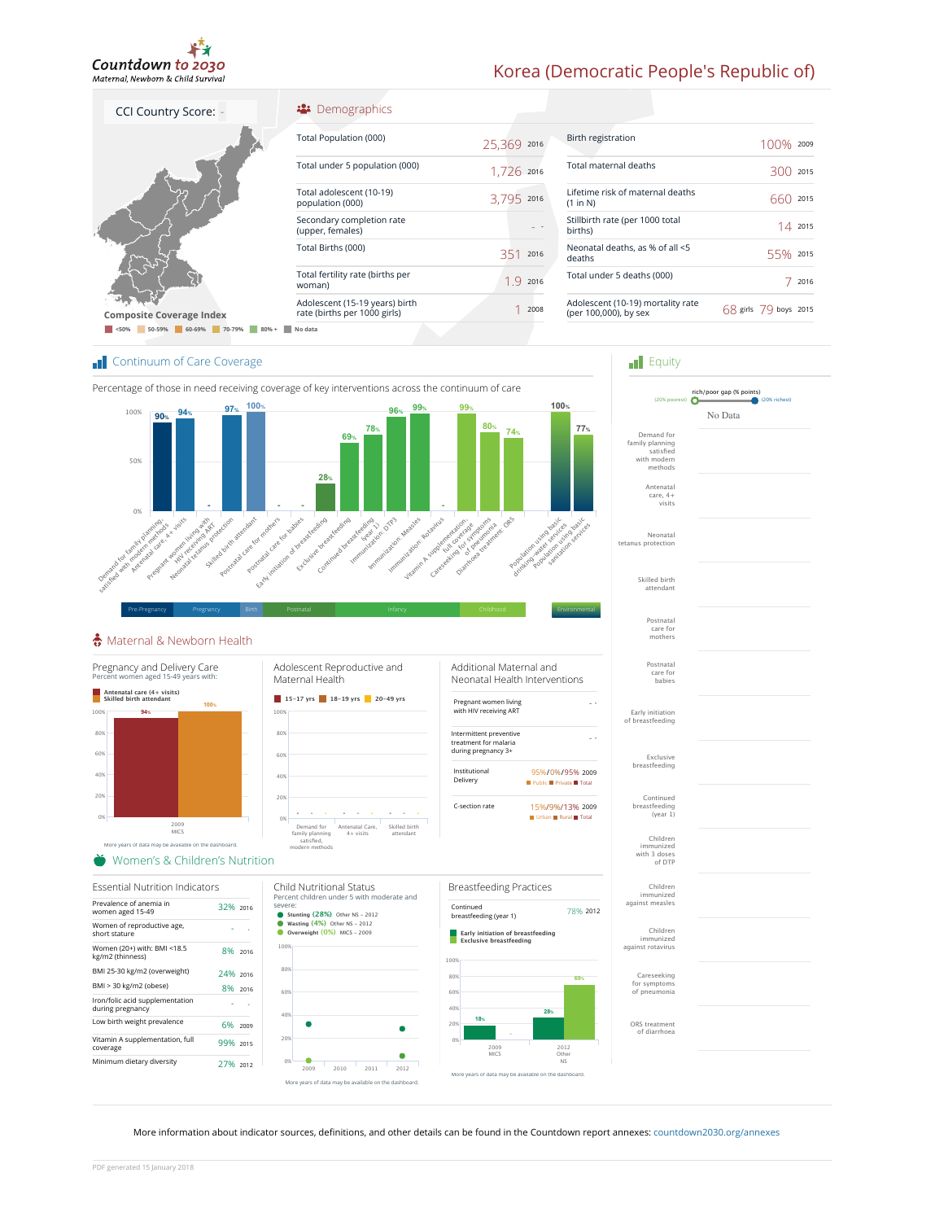# Countdown to 2030

*Maternal, Newborn & Child Survival*

# Korea (Democratic People's Republic of)

CCI Country Score: -

Composite Coverage Index

<50% | 50-59% | 60-69% | 70-79% | 80% + | No data

## Demographics

| Indicator | Value | Year |
|---|---|---|
| Total Population (000) | 25,369 | 2016 |
| Total under 5 population (000) | 1,726 | 2016 |
| Total adolescent (10-19) population (000) | 3,795 | 2016 |
| Secondary completion rate (upper, females) | - | - |
| Total Births (000) | 351 | 2016 |
| Total fertility rate (births per woman) | 1.9 | 2016 |
| Adolescent (15-19 years) birth rate (births per 1000 girls) | 1 | 2008 |

| Indicator | Value | Year |
|---|---|---|
| Birth registration | 100% | 2009 |
| Total maternal deaths | 300 | 2015 |
| Lifetime risk of maternal deaths (1 in N) | 660 | 2015 |
| Stillbirth rate (per 1000 total births) | 14 | 2015 |
| Neonatal deaths, as % of all <5 deaths | 55% | 2015 |
| Total under 5 deaths (000) | 7 | 2016 |
| Adolescent (10-19) mortality rate (per 100,000), by sex | 68 girls 79 boys | 2015 |

## Continuum of Care Coverage

Percentage of those in need receiving coverage of key interventions across the continuum of care

| Stage | Intervention | Coverage |
|---|---|---|
| Pre-Pregnancy | Demand for family planning satisfied with modern methods | 90% |
| Pregnancy | Antenatal care, 4+ visits | 94% |
| Pregnancy | Pregnant women living with HIV receiving ART | - |
| Pregnancy | Neonatal tetanus protection | 97% |
| Birth | Skilled birth attendant | 100% |
| Postnatal | Postnatal care for mothers | - |
| Postnatal | Postnatal care for babies | - |
| Postnatal | Early initiation of breastfeeding | 28% |
| Infancy | Exclusive breastfeeding | 69% |
| Infancy | Continued breastfeeding (year 1) | 78% |
| Infancy | Immunization: DTP3 | 96% |
| Infancy | Immunization: Measles | 99% |
| Infancy | Immunization: Rotavirus | - |
| Childhood | Vitamin A supplementation, full coverage | 99% |
| Childhood | Careseeking for symptoms of pneumonia | 80% |
| Childhood | Diarrhoea treatment: ORS | 74% |
| Environmental | Population using basic drinking water services | 100% |
| Environmental | Population using basic sanitation services | 77% |

## Equity

rich/poor gap (% points) (20% poorest) (20% richest)

No Data

Demand for family planning satisfied with modern methods; Antenatal care, 4+ visits; Neonatal tetanus protection; Skilled birth attendant; Postnatal care for mothers; Postnatal care for babies; Early initiation of breastfeeding; Exclusive breastfeeding; Continued breastfeeding (year 1); Children immunized with 3 doses of DTP; Children immunized against measles; Children immunized against rotavirus; Careseeking for symptoms of pneumonia; ORS treatment of diarrhoea

## Maternal & Newborn Health

### Pregnancy and Delivery Care

Percent women aged 15-49 years with:

| Year | Antenatal care (4+ visits) | Skilled birth attendant |
|---|---|---|
| 2009 MICS | 94% | 100% |

More years of data may be available on the dashboard.

### Adolescent Reproductive and Maternal Health

15-17 yrs | 18-19 yrs | 20-49 yrs

| Indicator | 15-17 yrs | 18-19 yrs | 20-49 yrs |
|---|---|---|---|
| Demand for family planning satisfied, modern methods | - | - | - |
| Antenatal Care, 4+ visits | - | - | - |
| Skilled birth attendant | - | - | - |

### Additional Maternal and Neonatal Health Interventions

| Indicator | Value | Year |
|---|---|---|
| Pregnant women living with HIV receiving ART | - | - |
| Intermittent preventive treatment for malaria during pregnancy 3+ | - | - |
| Institutional Delivery (Public / Private / Total) | 95%/0%/95% | 2009 |
| C-section rate (Urban / Rural / Total) | 15%/9%/13% | 2009 |

## Women's & Children's Nutrition

### Essential Nutrition Indicators

| Indicator | Value | Year |
|---|---|---|
| Prevalence of anemia in women aged 15-49 | 32% | 2016 |
| Women of reproductive age, short stature | - | - |
| Women (20+) with: BMI <18.5 kg/m2 (thinness) | 8% | 2016 |
| BMI 25-30 kg/m2 (overweight) | 24% | 2016 |
| BMI > 30 kg/m2 (obese) | 8% | 2016 |
| Iron/folic acid supplementation during pregnancy | - | - |
| Low birth weight prevalence | 6% | 2009 |
| Vitamin A supplementation, full coverage | 99% | 2015 |
| Minimum dietary diversity | 27% | 2012 |

### Child Nutritional Status

Percent children under 5 with moderate and severe:

- Stunting (28%) Other NS - 2012
- Wasting (4%) Other NS - 2012
- Overweight (0%) MICS - 2009

More years of data may be available on the dashboard.

### Breastfeeding Practices

| Indicator | Value | Year |
|---|---|---|
| Continued breastfeeding (year 1) | 78% | 2012 |

| Year | Early initiation of breastfeeding | Exclusive breastfeeding |
|---|---|---|
| 2009 MICS | 18% | - |
| 2012 Other NS | 28% | 69% |

More years of data may be available on the dashboard.

More information about indicator sources, definitions, and other details can be found in the Countdown report annexes: countdown2030.org/annexes

PDF generated 15 January 2018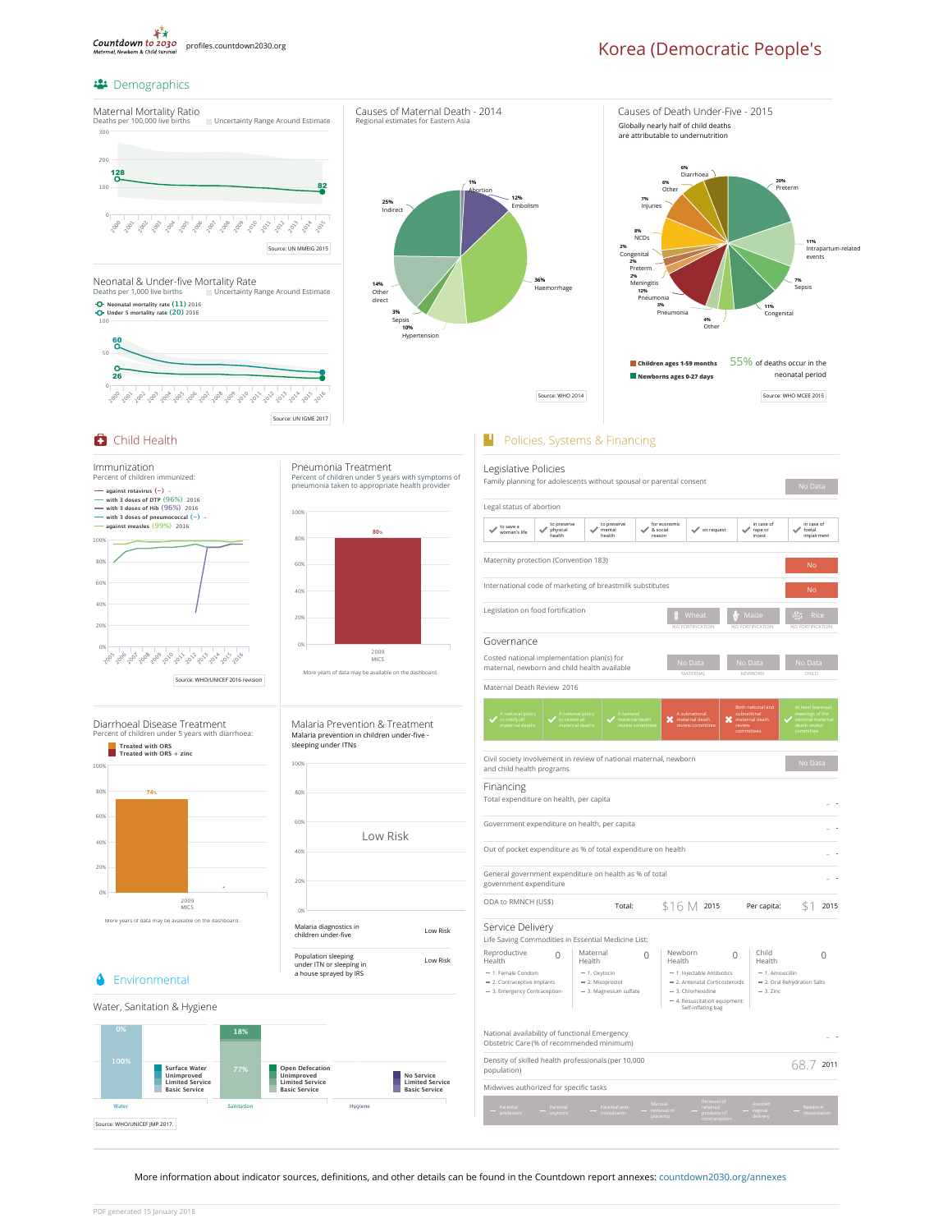Countdown to 2030 — Maternal, Newborn & Child Survival — profiles.countdown2030.org

# Korea (Democratic People's

## Demographics

### Maternal Mortality Ratio

Deaths per 100,000 live births — Uncertainty Range Around Estimate

300
200
128
100
82
0

2000 2001 2002 2003 2004 2005 2006 2007 2008 2009 2010 2011 2012 2013 2014 2015

Source: UN MMEIG 2015

### Neonatal & Under-five Mortality Rate

Deaths per 1,000 live births — Uncertainty Range Around Estimate

Neonatal mortality rate (11) 2016
Under 5 mortality rate (20) 2016

100
60
50
26
0

2000 2001 2002 2003 2004 2005 2006 2007 2008 2009 2010 2011 2012 2013 2014 2015 2016

Source: UN IGME 2017

### Causes of Maternal Death - 2014

Regional estimates for Eastern Asia

1% Abortion
12% Embolism
36% Haemorrhage
10% Hypertension
3% Sepsis
14% Other direct
25% Indirect

Source: WHO 2014

### Causes of Death Under-Five - 2015

Globally nearly half of child deaths are attributable to undernutrition

20% Preterm
11% Intrapartum-related events
7% Sepsis
11% Congenital
4% Other
3% Pneumonia
12% Pneumonia
2% Meningitis
2% Preterm
2% Congenital
8% NCDs
7% Injuries
6% Other
6% Diarrhoea

Children ages 1-59 months
Newborns ages 0-27 days

55% of deaths occur in the neonatal period

Source: WHO MCEE 2015

## Child Health

### Immunization

Percent of children immunized:

- against rotavirus (–) -
- with 3 doses of DTP (96%) 2016
- with 3 doses of Hib (96%) 2016
- with 3 doses of pneumococcal (–) -
- against measles (99%) 2016

100% 80% 60% 40% 20% 0%

2005 2006 2007 2008 2009 2010 2011 2012 2013 2014 2015 2016

Source: WHO/UNICEF 2016 revision

### Pneumonia Treatment

Percent of children under 5 years with symptoms of pneumonia taken to appropriate health provider

100% 80% 60% 40% 20% 0%

80%

2009 MICS

More years of data may be available on the dashboard.

### Diarrhoeal Disease Treatment

Percent of children under 5 years with diarrhoea:

Treated with ORS
Treated with ORS + zinc

100% 80% 60% 40% 20% 0%

74%

2009 MICS

More years of data may be available on the dashboard.

### Malaria Prevention & Treatment

Malaria prevention in children under-five - sleeping under ITNs

100% 80% 60% 40% 20% 0%

Low Risk

| | |
|---|---|
| Malaria diagnostics in children under-five | Low Risk |
| Population sleeping under ITN or sleeping in a house sprayed by IRS | Low Risk |

## Environmental

### Water, Sanitation & Hygiene

Water: 0%, 100%
Surface Water
Unimproved
Limited Service
Basic Service

Sanitation: 18%, 77%
Open Defecation
Unimproved
Limited Service
Basic Service

Hygiene
No Service
Limited Service
Basic Service

Source: WHO/UNICEF JMP 2017.

## Policies, Systems & Financing

### Legislative Policies

| | |
|---|---|
| Family planning for adolescents without spousal or parental consent | No Data |

Legal status of abortion

| to save a woman's life | to preserve physical health | to preserve mental health | for economic & social reason | on request | in case of rape or incest | in case of foetal impairment |
|---|---|---|---|---|---|---|
| ✔ | ✔ | ✔ | ✔ | ✔ | ✔ | ✔ |

| | |
|---|---|
| Maternity protection (Convention 183) | No |
| International code of marketing of breastmilk substitutes | No |

Legislation on food fortification: Wheat — NO FORTIFICATION; Maize — NO FORTIFICATION; Rice — NO FORTIFICATION

### Governance

| | Maternal | Newborn | Child |
|---|---|---|---|
| Costed national implementation plan(s) for maternal, newborn and child health available | No Data | No Data | No Data |

Maternal Death Review 2016

| A national policy to notify all maternal deaths | A national policy to review all maternal deaths | A national maternal death review committee | A subnational maternal death review committee | Both national and subnational maternal death review committees | At least biannual meetings of the national maternal death review committee |
|---|---|---|---|---|---|
| ✔ | ✔ | ✔ | ✖ | ✖ | ✔ |

| | |
|---|---|
| Civil society involvement in review of national maternal, newborn and child health programs | No Data |

### Financing

| | | |
|---|---|---|
| Total expenditure on health, per capita | – | - |
| Government expenditure on health, per capita | – | - |
| Out of pocket expenditure as % of total expenditure on health | – | - |
| General government expenditure on health as % of total government expenditure | – | - |

ODA to RMNCH (US$) — Total: $16 M 2015 — Per capita: $1 2015

### Service Delivery

Life Saving Commodities in Essential Medicine List:

Reproductive Health 0
- 1. Female Condom
- 2. Contraceptive Implants
- 3. Emergency Contraception

Maternal Health 0
- 1. Oxytocin
- 2. Misoprostol
- 3. Magnesium sulfate

Newborn Health 0
- 1. Injectable Antibiotics
- 2. Antenatal Corticosteroids
- 3. Chlorhexidine
- 4. Resuscitation equipment: Self-inflating bag

Child Health 0
- 1. Amoxicillin
- 2. Oral Rehydration Salts
- 3. Zinc

| | | |
|---|---|---|
| National availability of functional Emergency Obstetric Care (% of recommended minimum) | – | - |
| Density of skilled health professionals (per 10,000 population) | 68.7 | 2011 |

Midwives authorized for specific tasks

| Parental antibiotics | Parental oxytocin | Parental anti-convulsants | Manual removal of placenta | Removal of retained products of conception | Assisted vaginal delivery | Newborn resuscitation |
|---|---|---|---|---|---|---|
| – | – | – | – | – | – | – |

More information about indicator sources, definitions, and other details can be found in the Countdown report annexes: countdown2030.org/annexes

PDF generated 15 January 2018